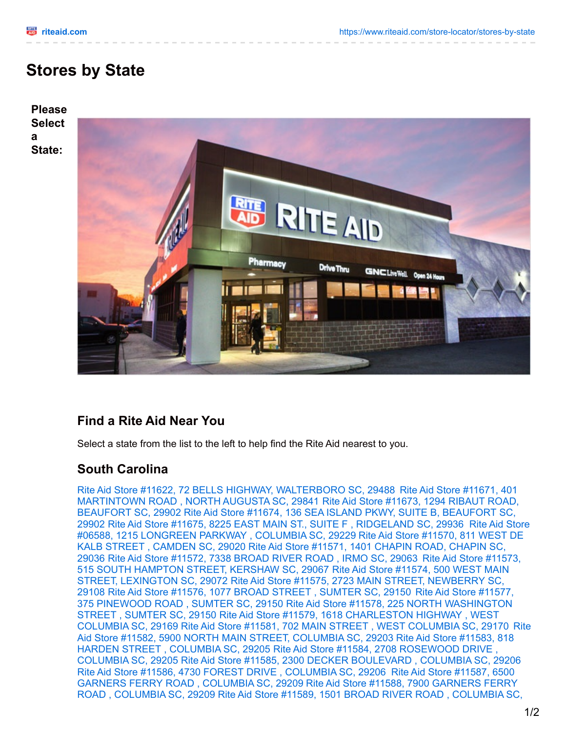# Stores by State

**Please Select a State:**

## Find a Rite Aid Near You

Select a state from the list to the left to help find the Rite Aid nearest to you.

## South Carolina

Rite Aid Store #11622, 72 BELLS HIGHWAY, WALTERBORO SC, 29488 Rite Aid Store #11671, 401 MARTINTOWN ROAD , NORTH AUGUSTA SC, 29841 Rite Aid Store #11673, 1294 RIBAUT ROAD, BEAUFORT SC, 29902 Rite Aid Store #11674, 136 SEA ISLAND PKWY, SUITE B, BEAUFORT SC, 29902 Rite Aid Store #11675, 8225 EAST MAIN ST., SUITE F , RIDGELAND SC, 29936 Rite Aid Store #06588, 1215 LONGREEN PARKWAY , COLUMBIA SC, 29229 Rite Aid Store #11570, 811 WEST DE KALB STREET , CAMDEN SC, 29020 Rite Aid Store #11571, 1401 CHAPIN ROAD, CHAPIN SC, 29036 Rite Aid Store #11572, 7338 BROAD RIVER ROAD , IRMO SC, 29063 Rite Aid Store #11573, 515 SOUTH HAMPTON STREET, KERSHAW SC, 29067 Rite Aid Store #11574, 500 WEST MAIN STREET, LEXINGTON SC, 29072 Rite Aid Store #11575, 2723 MAIN STREET, NEWBERRY SC, 29108 Rite Aid Store #11576, 1077 BROAD STREET , SUMTER SC, 29150 Rite Aid Store #11577, 375 PINEWOOD ROAD , SUMTER SC, 29150 Rite Aid Store #11578, 225 NORTH WASHINGTON STREET , SUMTER SC, 29150 Rite Aid Store #11579, 1618 CHARLESTON HIGHWAY , WEST COLUMBIA SC, 29169 Rite Aid Store #11581, 702 MAIN STREET , WEST COLUMBIA SC, 29170 Rite Aid Store #11582, 5900 NORTH MAIN STREET, COLUMBIA SC, 29203 Rite Aid Store #11583, 818 HARDEN STREET , COLUMBIA SC, 29205 Rite Aid Store #11584, 2708 ROSEWOOD DRIVE , COLUMBIA SC, 29205 Rite Aid Store #11585, 2300 DECKER BOULEVARD , COLUMBIA SC, 29206 Rite Aid Store #11586, 4730 FOREST DRIVE , COLUMBIA SC, 29206 Rite Aid Store #11587, 6500 GARNERS FERRY ROAD , COLUMBIA SC, 29209 Rite Aid Store #11588, 7900 GARNERS FERRY ROAD , COLUMBIA SC, 29209 Rite Aid Store #11589, 1501 BROAD RIVER ROAD , COLUMBIA SC,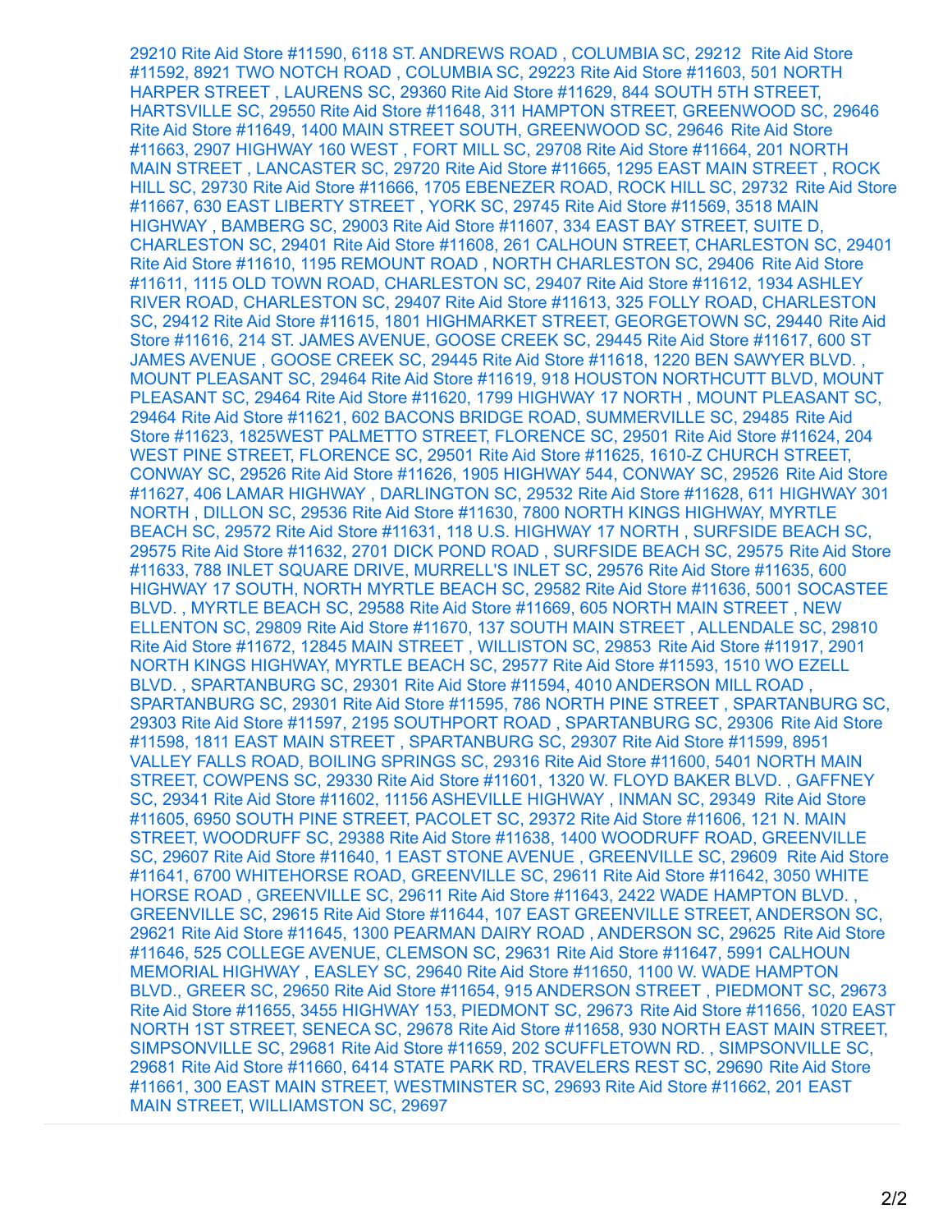29210 Rite Aid Store #11590, 6118 ST. ANDREWS ROAD , COLUMBIA SC, 29212 Rite Aid Store #11592, 8921 TWO NOTCH ROAD , COLUMBIA SC, 29223 Rite Aid Store #11603, 501 NORTH HARPER STREET , LAURENS SC, 29360 Rite Aid Store #11629, 844 SOUTH 5TH STREET, HARTSVILLE SC, 29550 Rite Aid Store #11648, 311 HAMPTON STREET, GREENWOOD SC, 29646 Rite Aid Store #11649, 1400 MAIN STREET SOUTH, GREENWOOD SC, 29646 Rite Aid Store #11663, 2907 HIGHWAY 160 WEST , FORT MILL SC, 29708 Rite Aid Store #11664, 201 NORTH MAIN STREET , LANCASTER SC, 29720 Rite Aid Store #11665, 1295 EAST MAIN STREET , ROCK HILL SC, 29730 Rite Aid Store #11666, 1705 EBENEZER ROAD, ROCK HILL SC, 29732 Rite Aid Store #11667, 630 EAST LIBERTY STREET , YORK SC, 29745 Rite Aid Store #11569, 3518 MAIN HIGHWAY , BAMBERG SC, 29003 Rite Aid Store #11607, 334 EAST BAY STREET, SUITE D, CHARLESTON SC, 29401 Rite Aid Store #11608, 261 CALHOUN STREET, CHARLESTON SC, 29401 Rite Aid Store #11610, 1195 REMOUNT ROAD , NORTH CHARLESTON SC, 29406 Rite Aid Store #11611, 1115 OLD TOWN ROAD, CHARLESTON SC, 29407 Rite Aid Store #11612, 1934 ASHLEY RIVER ROAD, CHARLESTON SC, 29407 Rite Aid Store #11613, 325 FOLLY ROAD, CHARLESTON SC, 29412 Rite Aid Store #11615, 1801 HIGHMARKET STREET, GEORGETOWN SC, 29440 Rite Aid Store #11616, 214 ST. JAMES AVENUE, GOOSE CREEK SC, 29445 Rite Aid Store #11617, 600 ST JAMES AVENUE , GOOSE CREEK SC, 29445 Rite Aid Store #11618, 1220 BEN SAWYER BLVD. , MOUNT PLEASANT SC, 29464 Rite Aid Store #11619, 918 HOUSTON NORTHCUTT BLVD, MOUNT PLEASANT SC, 29464 Rite Aid Store #11620, 1799 HIGHWAY 17 NORTH , MOUNT PLEASANT SC, 29464 Rite Aid Store #11621, 602 BACONS BRIDGE ROAD, SUMMERVILLE SC, 29485 Rite Aid Store #11623, 1825WEST PALMETTO STREET, FLORENCE SC, 29501 Rite Aid Store #11624, 204 WEST PINE STREET, FLORENCE SC, 29501 Rite Aid Store #11625, 1610-Z CHURCH STREET, CONWAY SC, 29526 Rite Aid Store #11626, 1905 HIGHWAY 544, CONWAY SC, 29526 Rite Aid Store #11627, 406 LAMAR HIGHWAY , DARLINGTON SC, 29532 Rite Aid Store #11628, 611 HIGHWAY 301 NORTH , DILLON SC, 29536 Rite Aid Store #11630, 7800 NORTH KINGS HIGHWAY, MYRTLE BEACH SC, 29572 Rite Aid Store #11631, 118 U.S. HIGHWAY 17 NORTH , SURFSIDE BEACH SC, 29575 Rite Aid Store #11632, 2701 DICK POND ROAD , SURFSIDE BEACH SC, 29575 Rite Aid Store #11633, 788 INLET SQUARE DRIVE, MURRELL'S INLET SC, 29576 Rite Aid Store #11635, 600 HIGHWAY 17 SOUTH, NORTH MYRTLE BEACH SC, 29582 Rite Aid Store #11636, 5001 SOCASTEE BLVD. , MYRTLE BEACH SC, 29588 Rite Aid Store #11669, 605 NORTH MAIN STREET , NEW ELLENTON SC, 29809 Rite Aid Store #11670, 137 SOUTH MAIN STREET , ALLENDALE SC, 29810 Rite Aid Store #11672, 12845 MAIN STREET , WILLISTON SC, 29853 Rite Aid Store #11917, 2901 NORTH KINGS HIGHWAY, MYRTLE BEACH SC, 29577 Rite Aid Store #11593, 1510 WO EZELL BLVD. , SPARTANBURG SC, 29301 Rite Aid Store #11594, 4010 ANDERSON MILL ROAD , SPARTANBURG SC, 29301 Rite Aid Store #11595, 786 NORTH PINE STREET , SPARTANBURG SC, 29303 Rite Aid Store #11597, 2195 SOUTHPORT ROAD , SPARTANBURG SC, 29306 Rite Aid Store #11598, 1811 EAST MAIN STREET , SPARTANBURG SC, 29307 Rite Aid Store #11599, 8951 VALLEY FALLS ROAD, BOILING SPRINGS SC, 29316 Rite Aid Store #11600, 5401 NORTH MAIN STREET, COWPENS SC, 29330 Rite Aid Store #11601, 1320 W. FLOYD BAKER BLVD. , GAFFNEY SC, 29341 Rite Aid Store #11602, 11156 ASHEVILLE HIGHWAY , INMAN SC, 29349 Rite Aid Store #11605, 6950 SOUTH PINE STREET, PACOLET SC, 29372 Rite Aid Store #11606, 121 N. MAIN STREET, WOODRUFF SC, 29388 Rite Aid Store #11638, 1400 WOODRUFF ROAD, GREENVILLE SC, 29607 Rite Aid Store #11640, 1 EAST STONE AVENUE , GREENVILLE SC, 29609 Rite Aid Store #11641, 6700 WHITEHORSE ROAD, GREENVILLE SC, 29611 Rite Aid Store #11642, 3050 WHITE HORSE ROAD , GREENVILLE SC, 29611 Rite Aid Store #11643, 2422 WADE HAMPTON BLVD. , GREENVILLE SC, 29615 Rite Aid Store #11644, 107 EAST GREENVILLE STREET, ANDERSON SC, 29621 Rite Aid Store #11645, 1300 PEARMAN DAIRY ROAD , ANDERSON SC, 29625 Rite Aid Store #11646, 525 COLLEGE AVENUE, CLEMSON SC, 29631 Rite Aid Store #11647, 5991 CALHOUN MEMORIAL HIGHWAY , EASLEY SC, 29640 Rite Aid Store #11650, 1100 W. WADE HAMPTON BLVD., GREER SC, 29650 Rite Aid Store #11654, 915 ANDERSON STREET , PIEDMONT SC, 29673 Rite Aid Store #11655, 3455 HIGHWAY 153, PIEDMONT SC, 29673 Rite Aid Store #11656, 1020 EAST NORTH 1ST STREET, SENECA SC, 29678 Rite Aid Store #11658, 930 NORTH EAST MAIN STREET, SIMPSONVILLE SC, 29681 Rite Aid Store #11659, 202 SCUFFLETOWN RD. , SIMPSONVILLE SC, 29681 Rite Aid Store #11660, 6414 STATE PARK RD, TRAVELERS REST SC, 29690 Rite Aid Store #11661, 300 EAST MAIN STREET, WESTMINSTER SC, 29693 Rite Aid Store #11662, 201 EAST MAIN STREET, WILLIAMSTON SC, 29697